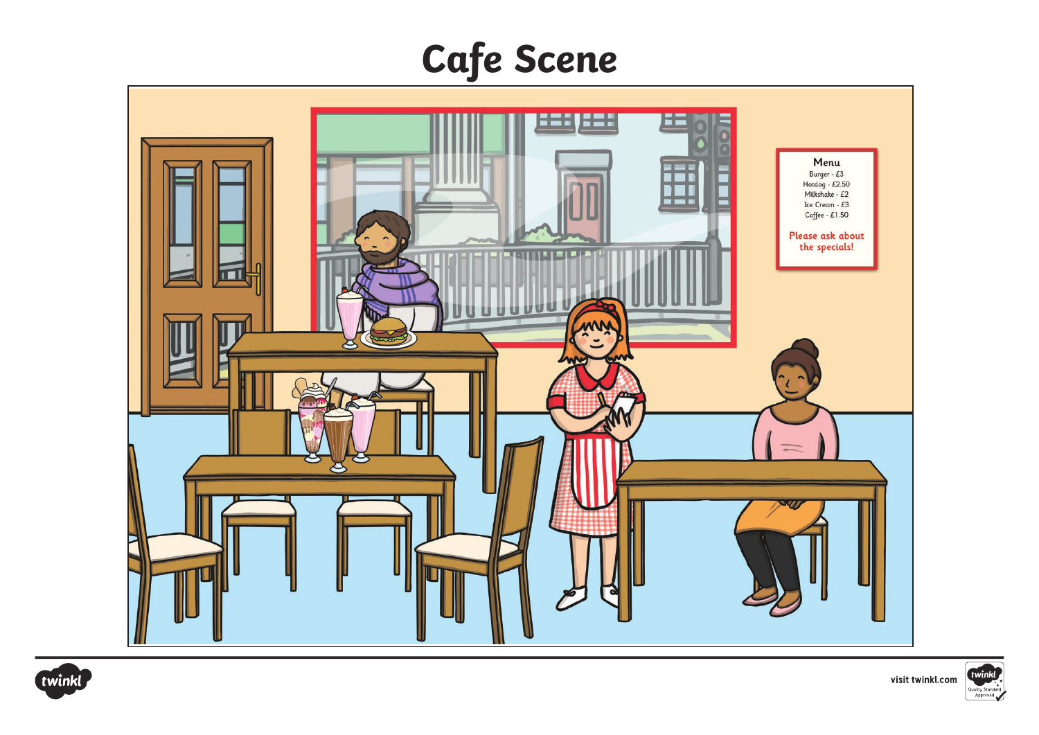# Cafe Scene

**Menu**

Burger - £3
Hotdog - £2.50
Milkshake - £2
Ice Cream - £3
Coffee - £1.50

Please ask about the specials!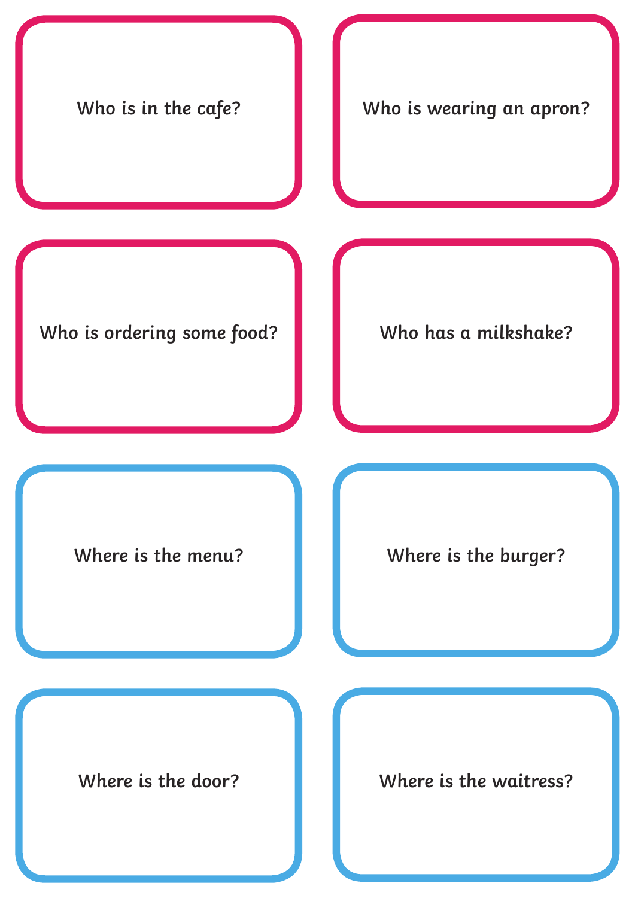Who is in the cafe?

Who is wearing an apron?

Who is ordering some food?

Who has a milkshake?

Where is the menu?

Where is the burger?

Where is the door?

Where is the waitress?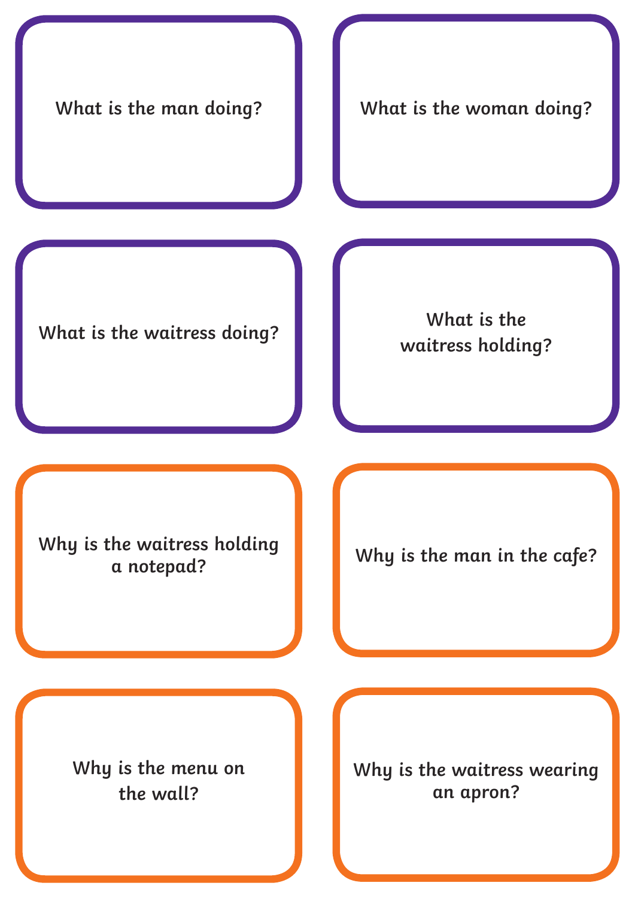What is the man doing?

What is the woman doing?

What is the waitress doing?

What is the waitress holding?

Why is the waitress holding a notepad?

Why is the man in the cafe?

Why is the menu on the wall?

Why is the waitress wearing an apron?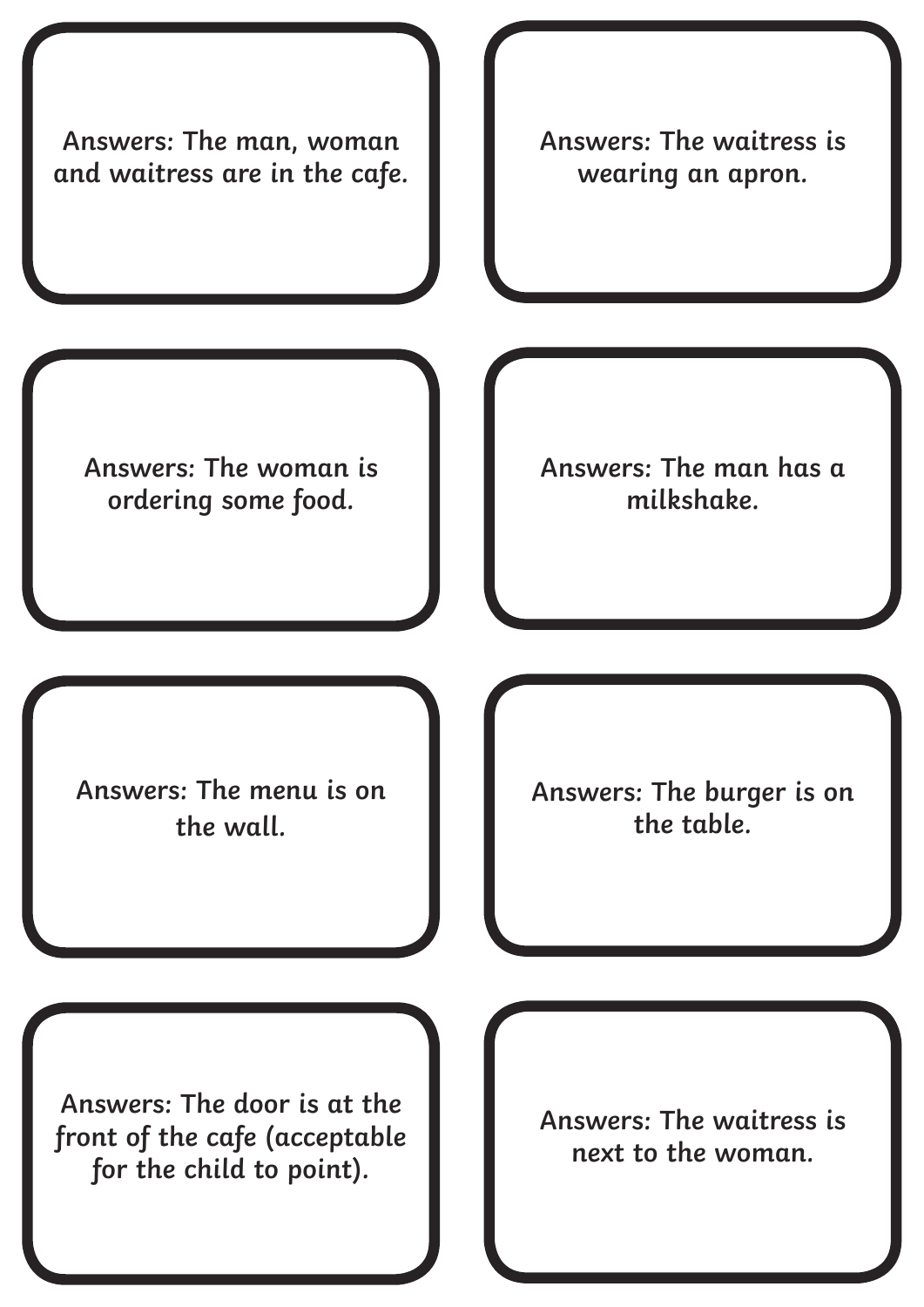Answers: The man, woman and waitress are in the cafe.

Answers: The waitress is wearing an apron.

Answers: The woman is ordering some food.

Answers: The man has a milkshake.

Answers: The menu is on the wall.

Answers: The burger is on the table.

Answers: The door is at the front of the cafe (acceptable for the child to point).

Answers: The waitress is next to the woman.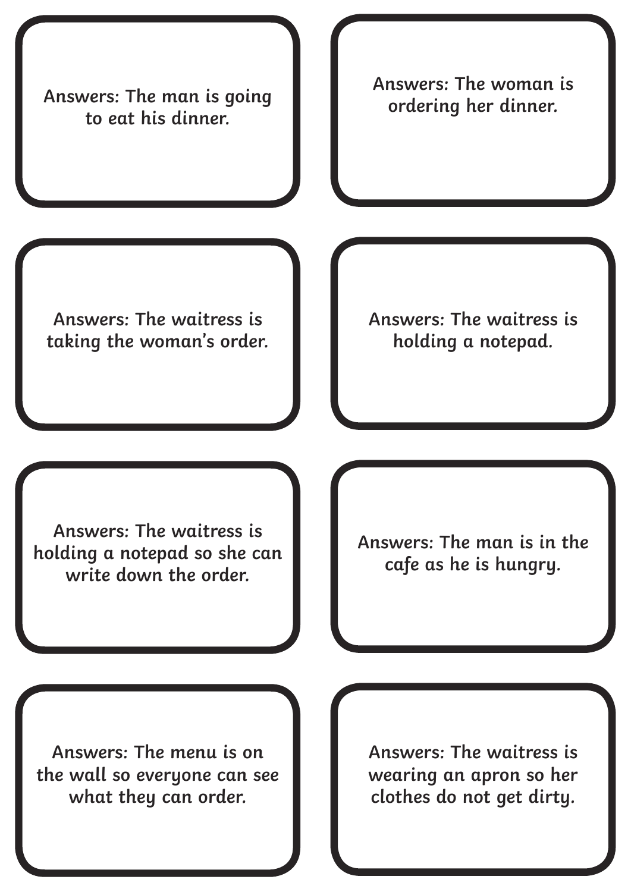Answers: The man is going to eat his dinner.

Answers: The woman is ordering her dinner.

Answers: The waitress is taking the woman's order.

Answers: The waitress is holding a notepad.

Answers: The waitress is holding a notepad so she can write down the order.

Answers: The man is in the cafe as he is hungry.

Answers: The menu is on the wall so everyone can see what they can order.

Answers: The waitress is wearing an apron so her clothes do not get dirty.